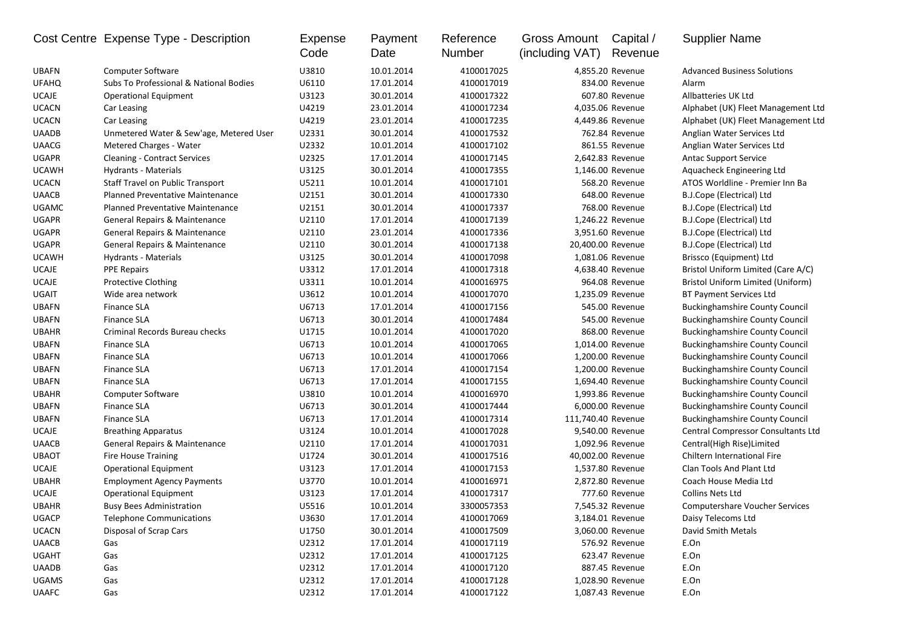| Cost Centre | Expense Type - Description | Expense Code | Payment Date | Reference Number | Gross Amount (including VAT) | Capital / Revenue | Supplier Name |
|---|---|---|---|---|---|---|---|
| UBAFN | Computer Software | U3810 | 10.01.2014 | 4100017025 | 4,855.20 | Revenue | Advanced Business Solutions |
| UFAHQ | Subs To Professional & National Bodies | U6110 | 17.01.2014 | 4100017019 | 834.00 | Revenue | Alarm |
| UCAJE | Operational Equipment | U3123 | 30.01.2014 | 4100017322 | 607.80 | Revenue | Allbatteries UK Ltd |
| UCACN | Car Leasing | U4219 | 23.01.2014 | 4100017234 | 4,035.06 | Revenue | Alphabet (UK) Fleet Management Ltd |
| UCACN | Car Leasing | U4219 | 23.01.2014 | 4100017235 | 4,449.86 | Revenue | Alphabet (UK) Fleet Management Ltd |
| UAADB | Unmetered Water & Sew'age, Metered User | U2331 | 30.01.2014 | 4100017532 | 762.84 | Revenue | Anglian Water Services Ltd |
| UAACG | Metered Charges - Water | U2332 | 10.01.2014 | 4100017102 | 861.55 | Revenue | Anglian Water Services Ltd |
| UGAPR | Cleaning - Contract Services | U2325 | 17.01.2014 | 4100017145 | 2,642.83 | Revenue | Antac Support Service |
| UCAWH | Hydrants - Materials | U3125 | 30.01.2014 | 4100017355 | 1,146.00 | Revenue | Aquacheck Engineering Ltd |
| UCACN | Staff Travel on Public Transport | U5211 | 10.01.2014 | 4100017101 | 568.20 | Revenue | ATOS Worldline - Premier Inn Ba |
| UAACB | Planned Preventative Maintenance | U2151 | 30.01.2014 | 4100017330 | 648.00 | Revenue | B.J.Cope (Electrical) Ltd |
| UGAMC | Planned Preventative Maintenance | U2151 | 30.01.2014 | 4100017337 | 768.00 | Revenue | B.J.Cope (Electrical) Ltd |
| UGAPR | General Repairs & Maintenance | U2110 | 17.01.2014 | 4100017139 | 1,246.22 | Revenue | B.J.Cope (Electrical) Ltd |
| UGAPR | General Repairs & Maintenance | U2110 | 23.01.2014 | 4100017336 | 3,951.60 | Revenue | B.J.Cope (Electrical) Ltd |
| UGAPR | General Repairs & Maintenance | U2110 | 30.01.2014 | 4100017138 | 20,400.00 | Revenue | B.J.Cope (Electrical) Ltd |
| UCAWH | Hydrants - Materials | U3125 | 30.01.2014 | 4100017098 | 1,081.06 | Revenue | Brissco (Equipment) Ltd |
| UCAJE | PPE Repairs | U3312 | 17.01.2014 | 4100017318 | 4,638.40 | Revenue | Bristol Uniform Limited (Care A/C) |
| UCAJE | Protective Clothing | U3311 | 10.01.2014 | 4100016975 | 964.08 | Revenue | Bristol Uniform Limited (Uniform) |
| UGAIT | Wide area network | U3612 | 10.01.2014 | 4100017070 | 1,235.09 | Revenue | BT Payment Services Ltd |
| UBAFN | Finance SLA | U6713 | 17.01.2014 | 4100017156 | 545.00 | Revenue | Buckinghamshire County Council |
| UBAFN | Finance SLA | U6713 | 30.01.2014 | 4100017484 | 545.00 | Revenue | Buckinghamshire County Council |
| UBAHR | Criminal Records Bureau checks | U1715 | 10.01.2014 | 4100017020 | 868.00 | Revenue | Buckinghamshire County Council |
| UBAFN | Finance SLA | U6713 | 10.01.2014 | 4100017065 | 1,014.00 | Revenue | Buckinghamshire County Council |
| UBAFN | Finance SLA | U6713 | 10.01.2014 | 4100017066 | 1,200.00 | Revenue | Buckinghamshire County Council |
| UBAFN | Finance SLA | U6713 | 17.01.2014 | 4100017154 | 1,200.00 | Revenue | Buckinghamshire County Council |
| UBAFN | Finance SLA | U6713 | 17.01.2014 | 4100017155 | 1,694.40 | Revenue | Buckinghamshire County Council |
| UBAHR | Computer Software | U3810 | 10.01.2014 | 4100016970 | 1,993.86 | Revenue | Buckinghamshire County Council |
| UBAFN | Finance SLA | U6713 | 30.01.2014 | 4100017444 | 6,000.00 | Revenue | Buckinghamshire County Council |
| UBAFN | Finance SLA | U6713 | 17.01.2014 | 4100017314 | 111,740.40 | Revenue | Buckinghamshire County Council |
| UCAJE | Breathing Apparatus | U3124 | 10.01.2014 | 4100017028 | 9,540.00 | Revenue | Central Compressor Consultants Ltd |
| UAACB | General Repairs & Maintenance | U2110 | 17.01.2014 | 4100017031 | 1,092.96 | Revenue | Central(High Rise)Limited |
| UBAOT | Fire House Training | U1724 | 30.01.2014 | 4100017516 | 40,002.00 | Revenue | Chiltern International Fire |
| UCAJE | Operational Equipment | U3123 | 17.01.2014 | 4100017153 | 1,537.80 | Revenue | Clan Tools And Plant Ltd |
| UBAHR | Employment Agency Payments | U3770 | 10.01.2014 | 4100016971 | 2,872.80 | Revenue | Coach House Media Ltd |
| UCAJE | Operational Equipment | U3123 | 17.01.2014 | 4100017317 | 777.60 | Revenue | Collins Nets Ltd |
| UBAHR | Busy Bees Administration | U5516 | 10.01.2014 | 3300057353 | 7,545.32 | Revenue | Computershare Voucher Services |
| UGACP | Telephone Communications | U3630 | 17.01.2014 | 4100017069 | 3,184.01 | Revenue | Daisy Telecoms Ltd |
| UCACN | Disposal of Scrap Cars | U1750 | 30.01.2014 | 4100017509 | 3,060.00 | Revenue | David Smith Metals |
| UAACB | Gas | U2312 | 17.01.2014 | 4100017119 | 576.92 | Revenue | E.On |
| UGAHT | Gas | U2312 | 17.01.2014 | 4100017125 | 623.47 | Revenue | E.On |
| UAADB | Gas | U2312 | 17.01.2014 | 4100017120 | 887.45 | Revenue | E.On |
| UGAMS | Gas | U2312 | 17.01.2014 | 4100017128 | 1,028.90 | Revenue | E.On |
| UAAFC | Gas | U2312 | 17.01.2014 | 4100017122 | 1,087.43 | Revenue | E.On |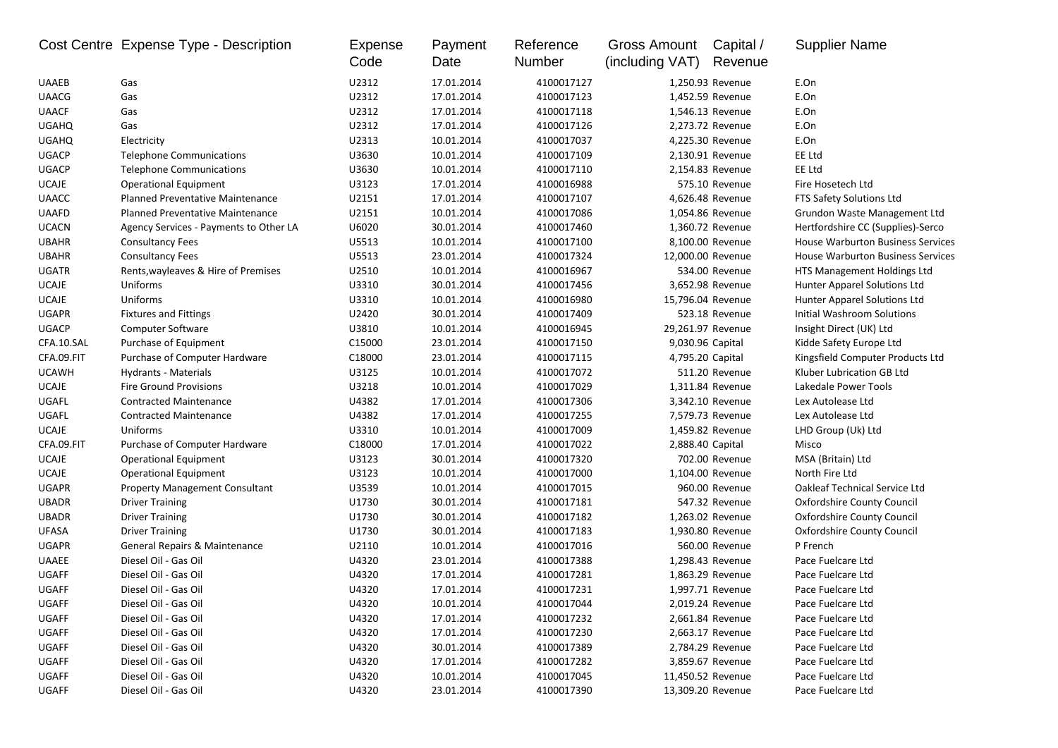| Cost Centre | Expense Type - Description | Expense Code | Payment Date | Reference Number | Gross Amount (including VAT) | Capital / Revenue | Supplier Name |
|---|---|---|---|---|---|---|---|
| UAAEB | Gas | U2312 | 17.01.2014 | 4100017127 | 1,250.93 | Revenue | E.On |
| UAACG | Gas | U2312 | 17.01.2014 | 4100017123 | 1,452.59 | Revenue | E.On |
| UAACF | Gas | U2312 | 17.01.2014 | 4100017118 | 1,546.13 | Revenue | E.On |
| UGAHQ | Gas | U2312 | 17.01.2014 | 4100017126 | 2,273.72 | Revenue | E.On |
| UGAHQ | Electricity | U2313 | 10.01.2014 | 4100017037 | 4,225.30 | Revenue | E.On |
| UGACP | Telephone Communications | U3630 | 10.01.2014 | 4100017109 | 2,130.91 | Revenue | EE Ltd |
| UGACP | Telephone Communications | U3630 | 10.01.2014 | 4100017110 | 2,154.83 | Revenue | EE Ltd |
| UCAJE | Operational Equipment | U3123 | 17.01.2014 | 4100016988 | 575.10 | Revenue | Fire Hosetech Ltd |
| UAACC | Planned Preventative Maintenance | U2151 | 17.01.2014 | 4100017107 | 4,626.48 | Revenue | FTS Safety Solutions Ltd |
| UAAFD | Planned Preventative Maintenance | U2151 | 10.01.2014 | 4100017086 | 1,054.86 | Revenue | Grundon Waste Management Ltd |
| UCACN | Agency Services - Payments to Other LA | U6020 | 30.01.2014 | 4100017460 | 1,360.72 | Revenue | Hertfordshire CC (Supplies)-Serco |
| UBAHR | Consultancy Fees | U5513 | 10.01.2014 | 4100017100 | 8,100.00 | Revenue | House Warburton Business Services |
| UBAHR | Consultancy Fees | U5513 | 23.01.2014 | 4100017324 | 12,000.00 | Revenue | House Warburton Business Services |
| UGATR | Rents,wayleaves & Hire of Premises | U2510 | 10.01.2014 | 4100016967 | 534.00 | Revenue | HTS Management Holdings Ltd |
| UCAJE | Uniforms | U3310 | 30.01.2014 | 4100017456 | 3,652.98 | Revenue | Hunter Apparel Solutions Ltd |
| UCAJE | Uniforms | U3310 | 10.01.2014 | 4100016980 | 15,796.04 | Revenue | Hunter Apparel Solutions Ltd |
| UGAPR | Fixtures and Fittings | U2420 | 30.01.2014 | 4100017409 | 523.18 | Revenue | Initial Washroom Solutions |
| UGACP | Computer Software | U3810 | 10.01.2014 | 4100016945 | 29,261.97 | Revenue | Insight Direct (UK) Ltd |
| CFA.10.SAL | Purchase of Equipment | C15000 | 23.01.2014 | 4100017150 | 9,030.96 | Capital | Kidde Safety Europe Ltd |
| CFA.09.FIT | Purchase of Computer Hardware | C18000 | 23.01.2014 | 4100017115 | 4,795.20 | Capital | Kingsfield Computer Products Ltd |
| UCAWH | Hydrants - Materials | U3125 | 10.01.2014 | 4100017072 | 511.20 | Revenue | Kluber Lubrication GB Ltd |
| UCAJE | Fire Ground Provisions | U3218 | 10.01.2014 | 4100017029 | 1,311.84 | Revenue | Lakedale Power Tools |
| UGAFL | Contracted Maintenance | U4382 | 17.01.2014 | 4100017306 | 3,342.10 | Revenue | Lex Autolease Ltd |
| UGAFL | Contracted Maintenance | U4382 | 17.01.2014 | 4100017255 | 7,579.73 | Revenue | Lex Autolease Ltd |
| UCAJE | Uniforms | U3310 | 10.01.2014 | 4100017009 | 1,459.82 | Revenue | LHD Group (Uk) Ltd |
| CFA.09.FIT | Purchase of Computer Hardware | C18000 | 17.01.2014 | 4100017022 | 2,888.40 | Capital | Misco |
| UCAJE | Operational Equipment | U3123 | 30.01.2014 | 4100017320 | 702.00 | Revenue | MSA (Britain) Ltd |
| UCAJE | Operational Equipment | U3123 | 10.01.2014 | 4100017000 | 1,104.00 | Revenue | North Fire Ltd |
| UGAPR | Property Management Consultant | U3539 | 10.01.2014 | 4100017015 | 960.00 | Revenue | Oakleaf Technical Service Ltd |
| UBADR | Driver Training | U1730 | 30.01.2014 | 4100017181 | 547.32 | Revenue | Oxfordshire County Council |
| UBADR | Driver Training | U1730 | 30.01.2014 | 4100017182 | 1,263.02 | Revenue | Oxfordshire County Council |
| UFASA | Driver Training | U1730 | 30.01.2014 | 4100017183 | 1,930.80 | Revenue | Oxfordshire County Council |
| UGAPR | General Repairs & Maintenance | U2110 | 10.01.2014 | 4100017016 | 560.00 | Revenue | P French |
| UAAEE | Diesel Oil - Gas Oil | U4320 | 23.01.2014 | 4100017388 | 1,298.43 | Revenue | Pace Fuelcare Ltd |
| UGAFF | Diesel Oil - Gas Oil | U4320 | 17.01.2014 | 4100017281 | 1,863.29 | Revenue | Pace Fuelcare Ltd |
| UGAFF | Diesel Oil - Gas Oil | U4320 | 17.01.2014 | 4100017231 | 1,997.71 | Revenue | Pace Fuelcare Ltd |
| UGAFF | Diesel Oil - Gas Oil | U4320 | 10.01.2014 | 4100017044 | 2,019.24 | Revenue | Pace Fuelcare Ltd |
| UGAFF | Diesel Oil - Gas Oil | U4320 | 17.01.2014 | 4100017232 | 2,661.84 | Revenue | Pace Fuelcare Ltd |
| UGAFF | Diesel Oil - Gas Oil | U4320 | 17.01.2014 | 4100017230 | 2,663.17 | Revenue | Pace Fuelcare Ltd |
| UGAFF | Diesel Oil - Gas Oil | U4320 | 30.01.2014 | 4100017389 | 2,784.29 | Revenue | Pace Fuelcare Ltd |
| UGAFF | Diesel Oil - Gas Oil | U4320 | 17.01.2014 | 4100017282 | 3,859.67 | Revenue | Pace Fuelcare Ltd |
| UGAFF | Diesel Oil - Gas Oil | U4320 | 10.01.2014 | 4100017045 | 11,450.52 | Revenue | Pace Fuelcare Ltd |
| UGAFF | Diesel Oil - Gas Oil | U4320 | 23.01.2014 | 4100017390 | 13,309.20 | Revenue | Pace Fuelcare Ltd |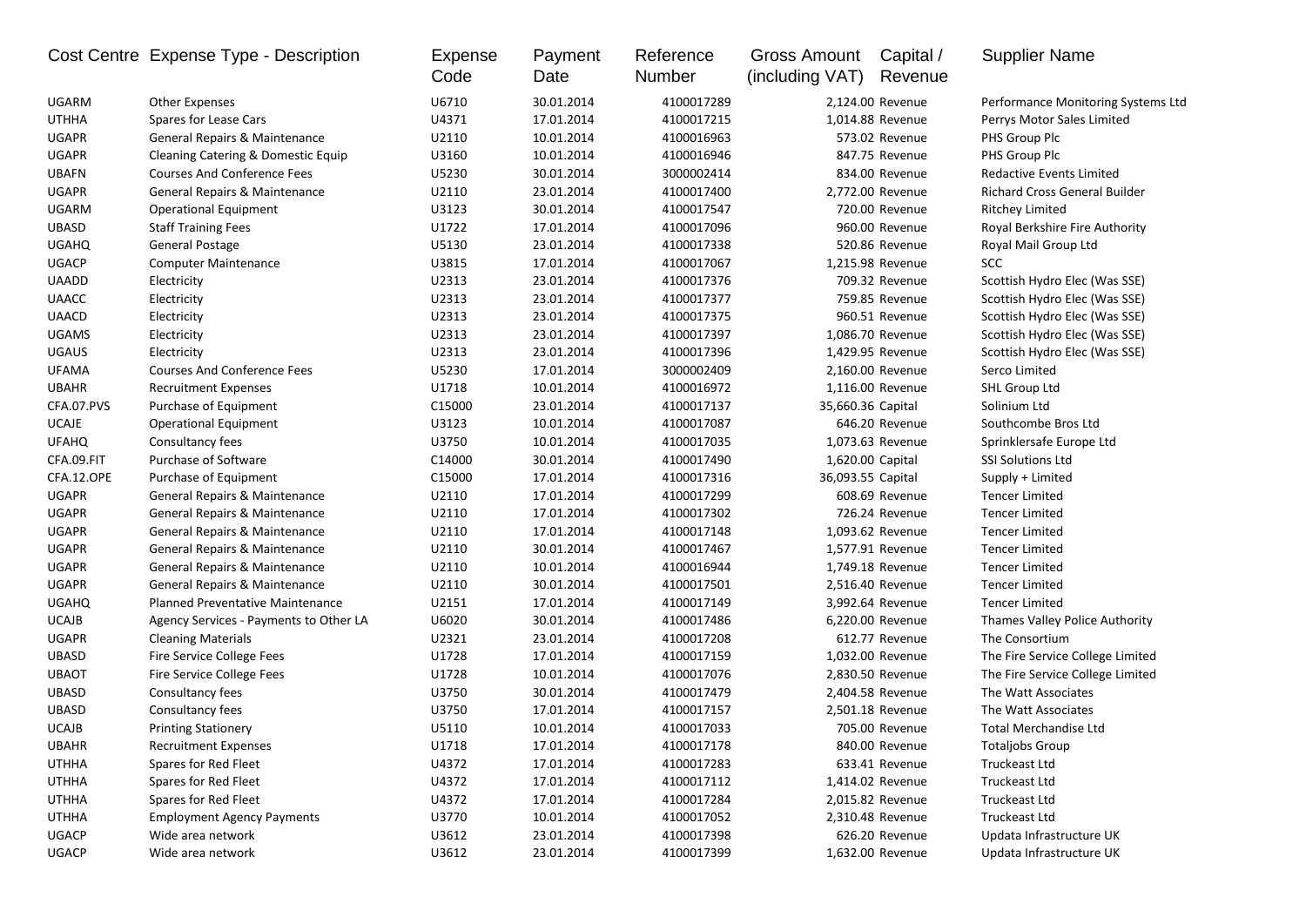| Cost Centre | Expense Type - Description | Expense Code | Payment Date | Reference Number | Gross Amount (including VAT) | Capital / Revenue | Supplier Name |
|---|---|---|---|---|---|---|---|
| UGARM | Other Expenses | U6710 | 30.01.2014 | 4100017289 | 2,124.00 | Revenue | Performance Monitoring Systems Ltd |
| UTHHA | Spares for Lease Cars | U4371 | 17.01.2014 | 4100017215 | 1,014.88 | Revenue | Perrys Motor Sales Limited |
| UGAPR | General Repairs & Maintenance | U2110 | 10.01.2014 | 4100016963 | 573.02 | Revenue | PHS Group Plc |
| UGAPR | Cleaning Catering & Domestic Equip | U3160 | 10.01.2014 | 4100016946 | 847.75 | Revenue | PHS Group Plc |
| UBAFN | Courses And Conference Fees | U5230 | 30.01.2014 | 3000002414 | 834.00 | Revenue | Redactive Events Limited |
| UGAPR | General Repairs & Maintenance | U2110 | 23.01.2014 | 4100017400 | 2,772.00 | Revenue | Richard Cross General Builder |
| UGARM | Operational Equipment | U3123 | 30.01.2014 | 4100017547 | 720.00 | Revenue | Ritchey Limited |
| UBASD | Staff Training Fees | U1722 | 17.01.2014 | 4100017096 | 960.00 | Revenue | Royal Berkshire Fire Authority |
| UGAHQ | General Postage | U5130 | 23.01.2014 | 4100017338 | 520.86 | Revenue | Royal Mail Group Ltd |
| UGACP | Computer Maintenance | U3815 | 17.01.2014 | 4100017067 | 1,215.98 | Revenue | SCC |
| UAADD | Electricity | U2313 | 23.01.2014 | 4100017376 | 709.32 | Revenue | Scottish Hydro Elec (Was SSE) |
| UAACC | Electricity | U2313 | 23.01.2014 | 4100017377 | 759.85 | Revenue | Scottish Hydro Elec (Was SSE) |
| UAACD | Electricity | U2313 | 23.01.2014 | 4100017375 | 960.51 | Revenue | Scottish Hydro Elec (Was SSE) |
| UGAMS | Electricity | U2313 | 23.01.2014 | 4100017397 | 1,086.70 | Revenue | Scottish Hydro Elec (Was SSE) |
| UGAUS | Electricity | U2313 | 23.01.2014 | 4100017396 | 1,429.95 | Revenue | Scottish Hydro Elec (Was SSE) |
| UFAMA | Courses And Conference Fees | U5230 | 17.01.2014 | 3000002409 | 2,160.00 | Revenue | Serco Limited |
| UBAHR | Recruitment Expenses | U1718 | 10.01.2014 | 4100016972 | 1,116.00 | Revenue | SHL Group Ltd |
| CFA.07.PVS | Purchase of Equipment | C15000 | 23.01.2014 | 4100017137 | 35,660.36 | Capital | Solinium Ltd |
| UCAJE | Operational Equipment | U3123 | 10.01.2014 | 4100017087 | 646.20 | Revenue | Southcombe Bros Ltd |
| UFAHQ | Consultancy fees | U3750 | 10.01.2014 | 4100017035 | 1,073.63 | Revenue | Sprinklersafe Europe Ltd |
| CFA.09.FIT | Purchase of Software | C14000 | 30.01.2014 | 4100017490 | 1,620.00 | Capital | SSI Solutions Ltd |
| CFA.12.OPE | Purchase of Equipment | C15000 | 17.01.2014 | 4100017316 | 36,093.55 | Capital | Supply + Limited |
| UGAPR | General Repairs & Maintenance | U2110 | 17.01.2014 | 4100017299 | 608.69 | Revenue | Tencer Limited |
| UGAPR | General Repairs & Maintenance | U2110 | 17.01.2014 | 4100017302 | 726.24 | Revenue | Tencer Limited |
| UGAPR | General Repairs & Maintenance | U2110 | 17.01.2014 | 4100017148 | 1,093.62 | Revenue | Tencer Limited |
| UGAPR | General Repairs & Maintenance | U2110 | 30.01.2014 | 4100017467 | 1,577.91 | Revenue | Tencer Limited |
| UGAPR | General Repairs & Maintenance | U2110 | 10.01.2014 | 4100016944 | 1,749.18 | Revenue | Tencer Limited |
| UGAPR | General Repairs & Maintenance | U2110 | 30.01.2014 | 4100017501 | 2,516.40 | Revenue | Tencer Limited |
| UGAHQ | Planned Preventative Maintenance | U2151 | 17.01.2014 | 4100017149 | 3,992.64 | Revenue | Tencer Limited |
| UCAJB | Agency Services - Payments to Other LA | U6020 | 30.01.2014 | 4100017486 | 6,220.00 | Revenue | Thames Valley Police Authority |
| UGAPR | Cleaning Materials | U2321 | 23.01.2014 | 4100017208 | 612.77 | Revenue | The Consortium |
| UBASD | Fire Service College Fees | U1728 | 17.01.2014 | 4100017159 | 1,032.00 | Revenue | The Fire Service College Limited |
| UBAOT | Fire Service College Fees | U1728 | 10.01.2014 | 4100017076 | 2,830.50 | Revenue | The Fire Service College Limited |
| UBASD | Consultancy fees | U3750 | 30.01.2014 | 4100017479 | 2,404.58 | Revenue | The Watt Associates |
| UBASD | Consultancy fees | U3750 | 17.01.2014 | 4100017157 | 2,501.18 | Revenue | The Watt Associates |
| UCAJB | Printing Stationery | U5110 | 10.01.2014 | 4100017033 | 705.00 | Revenue | Total Merchandise Ltd |
| UBAHR | Recruitment Expenses | U1718 | 17.01.2014 | 4100017178 | 840.00 | Revenue | Totaljobs Group |
| UTHHA | Spares for Red Fleet | U4372 | 17.01.2014 | 4100017283 | 633.41 | Revenue | Truckeast Ltd |
| UTHHA | Spares for Red Fleet | U4372 | 17.01.2014 | 4100017112 | 1,414.02 | Revenue | Truckeast Ltd |
| UTHHA | Spares for Red Fleet | U4372 | 17.01.2014 | 4100017284 | 2,015.82 | Revenue | Truckeast Ltd |
| UTHHA | Employment Agency Payments | U3770 | 10.01.2014 | 4100017052 | 2,310.48 | Revenue | Truckeast Ltd |
| UGACP | Wide area network | U3612 | 23.01.2014 | 4100017398 | 626.20 | Revenue | Updata Infrastructure UK |
| UGACP | Wide area network | U3612 | 23.01.2014 | 4100017399 | 1,632.00 | Revenue | Updata Infrastructure UK |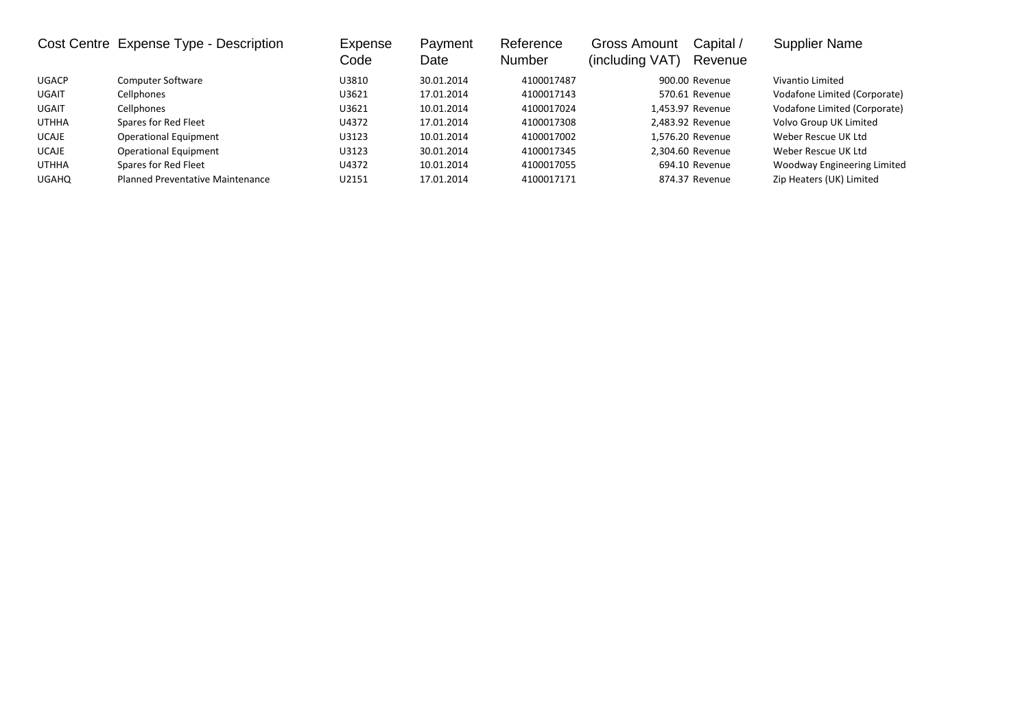| Cost Centre | Expense Type - Description | Expense Code | Payment Date | Reference Number | Gross Amount (including VAT) | Capital / Revenue | Supplier Name |
|---|---|---|---|---|---|---|---|
| UGACP | Computer Software | U3810 | 30.01.2014 | 4100017487 | 900.00 | Revenue | Vivantio Limited |
| UGAIT | Cellphones | U3621 | 17.01.2014 | 4100017143 | 570.61 | Revenue | Vodafone Limited (Corporate) |
| UGAIT | Cellphones | U3621 | 10.01.2014 | 4100017024 | 1,453.97 | Revenue | Vodafone Limited (Corporate) |
| UTHHA | Spares for Red Fleet | U4372 | 17.01.2014 | 4100017308 | 2,483.92 | Revenue | Volvo Group UK Limited |
| UCAJE | Operational Equipment | U3123 | 10.01.2014 | 4100017002 | 1,576.20 | Revenue | Weber Rescue UK Ltd |
| UCAJE | Operational Equipment | U3123 | 30.01.2014 | 4100017345 | 2,304.60 | Revenue | Weber Rescue UK Ltd |
| UTHHA | Spares for Red Fleet | U4372 | 10.01.2014 | 4100017055 | 694.10 | Revenue | Woodway Engineering Limited |
| UGAHQ | Planned Preventative Maintenance | U2151 | 17.01.2014 | 4100017171 | 874.37 | Revenue | Zip Heaters (UK) Limited |